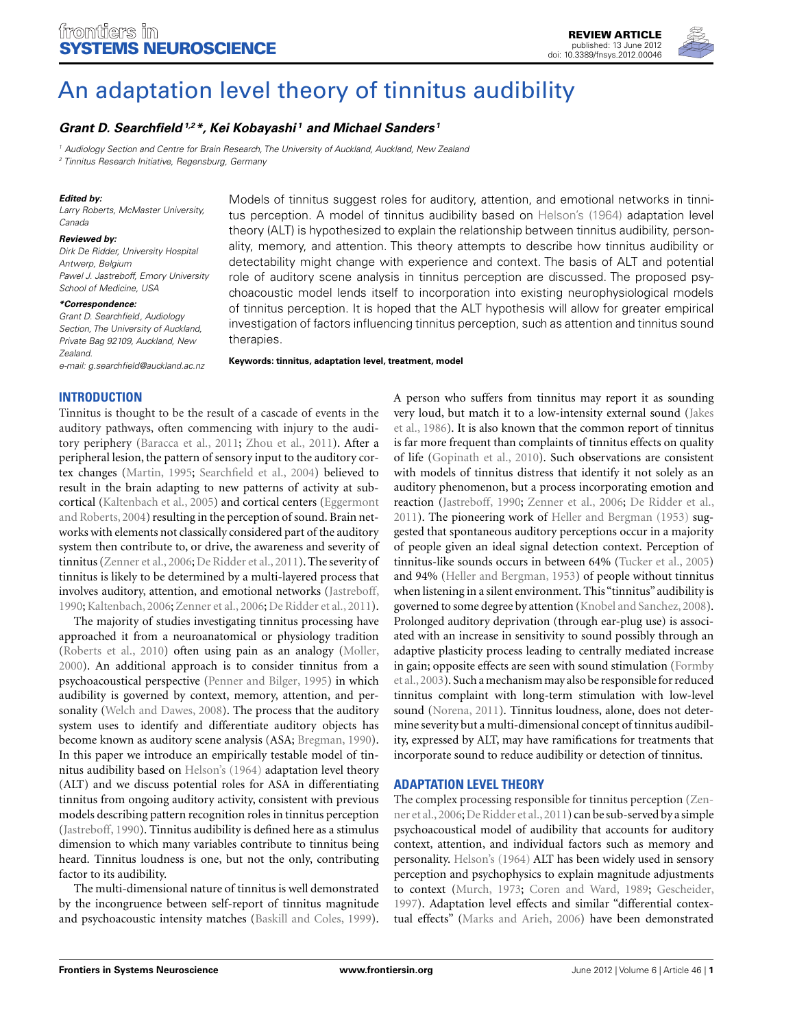# An adaptation level theory of tinnitus audibility

**Grant D. Searchfield[1,2]*, Kei Kobayashi[1] and Michael Sanders[1]**

[1] Audiology Section and Centre for Brain Research, The University of Auckland, Auckland, New Zealand
[2] Tinnitus Research Initiative, Regensburg, Germany

***Edited by:***
Larry Roberts, McMaster University, Canada

***Reviewed by:***
Dirk De Ridder, University Hospital Antwerp, Belgium
Pawel J. Jastreboff, Emory University School of Medicine, USA

***\*Correspondence:***
Grant D. Searchfield, Audiology Section, The University of Auckland, Private Bag 92109, Auckland, New Zealand.
e-mail: g.searchfield@auckland.ac.nz

Models of tinnitus suggest roles for auditory, attention, and emotional networks in tinnitus perception. A model of tinnitus audibility based on Helson's (1964) adaptation level theory (ALT) is hypothesized to explain the relationship between tinnitus audibility, personality, memory, and attention. This theory attempts to describe how tinnitus audibility or detectability might change with experience and context. The basis of ALT and potential role of auditory scene analysis in tinnitus perception are discussed. The proposed psychoacoustical model lends itself to incorporation into existing neurophysiological models of tinnitus perception. It is hoped that the ALT hypothesis will allow for greater empirical investigation of factors influencing tinnitus perception, such as attention and tinnitus sound therapies.

**Keywords: tinnitus, adaptation level, treatment, model**

## INTRODUCTION

Tinnitus is thought to be the result of a cascade of events in the auditory pathways, often commencing with injury to the auditory periphery (Baracca et al., 2011; Zhou et al., 2011). After a peripheral lesion, the pattern of sensory input to the auditory cortex changes (Martin, 1995; Searchfield et al., 2004) believed to result in the brain adapting to new patterns of activity at subcortical (Kaltenbach et al., 2005) and cortical centers (Eggermont and Roberts, 2004) resulting in the perception of sound. Brain networks with elements not classically considered part of the auditory system then contribute to, or drive, the awareness and severity of tinnitus (Zenner et al., 2006; De Ridder et al., 2011). The severity of tinnitus is likely to be determined by a multi-layered process that involves auditory, attention, and emotional networks (Jastreboff, 1990; Kaltenbach, 2006; Zenner et al., 2006; De Ridder et al., 2011).

The majority of studies investigating tinnitus processing have approached it from a neuroanatomical or physiology tradition (Roberts et al., 2010) often using pain as an analogy (Moller, 2000). An additional approach is to consider tinnitus from a psychoacoustical perspective (Penner and Bilger, 1995) in which audibility is governed by context, memory, attention, and personality (Welch and Dawes, 2008). The process that the auditory system uses to identify and differentiate auditory objects has become known as auditory scene analysis (ASA; Bregman, 1990). In this paper we introduce an empirically testable model of tinnitus audibility based on Helson's (1964) adaptation level theory (ALT) and we discuss potential roles for ASA in differentiating tinnitus from ongoing auditory activity, consistent with previous models describing pattern recognition roles in tinnitus perception (Jastreboff, 1990). Tinnitus audibility is defined here as a stimulus dimension to which many variables contribute to tinnitus being heard. Tinnitus loudness is one, but not the only, contributing factor to its audibility.

The multi-dimensional nature of tinnitus is well demonstrated by the incongruence between self-report of tinnitus magnitude and psychoacoustic intensity matches (Baskill and Coles, 1999). A person who suffers from tinnitus may report it as sounding very loud, but match it to a low-intensity external sound (Jakes et al., 1986). It is also known that the common report of tinnitus is far more frequent than complaints of tinnitus effects on quality of life (Gopinath et al., 2010). Such observations are consistent with models of tinnitus distress that identify it not solely as an auditory phenomenon, but a process incorporating emotion and reaction (Jastreboff, 1990; Zenner et al., 2006; De Ridder et al., 2011). The pioneering work of Heller and Bergman (1953) suggested that spontaneous auditory perceptions occur in a majority of people given an ideal signal detection context. Perception of tinnitus-like sounds occurs in between 64% (Tucker et al., 2005) and 94% (Heller and Bergman, 1953) of people without tinnitus when listening in a silent environment. This "tinnitus" audibility is governed to some degree by attention (Knobel and Sanchez, 2008). Prolonged auditory deprivation (through ear-plug use) is associated with an increase in sensitivity to sound possibly through an adaptive plasticity process leading to centrally mediated increase in gain; opposite effects are seen with sound stimulation (Formby et al., 2003). Such a mechanism may also be responsible for reduced tinnitus complaint with long-term stimulation with low-level sound (Norena, 2011). Tinnitus loudness, alone, does not determine severity but a multi-dimensional concept of tinnitus audibility, expressed by ALT, may have ramifications for treatments that incorporate sound to reduce audibility or detection of tinnitus.

## ADAPTATION LEVEL THEORY

The complex processing responsible for tinnitus perception (Zenner et al., 2006; De Ridder et al., 2011) can be sub-served by a simple psychoacoustical model of audibility that accounts for auditory context, attention, and individual factors such as memory and personality. Helson's (1964) ALT has been widely used in sensory perception and psychophysics to explain magnitude adjustments to context (Murch, 1973; Coren and Ward, 1989; Gescheider, 1997). Adaptation level effects and similar "differential contextual effects" (Marks and Arieh, 2006) have been demonstrated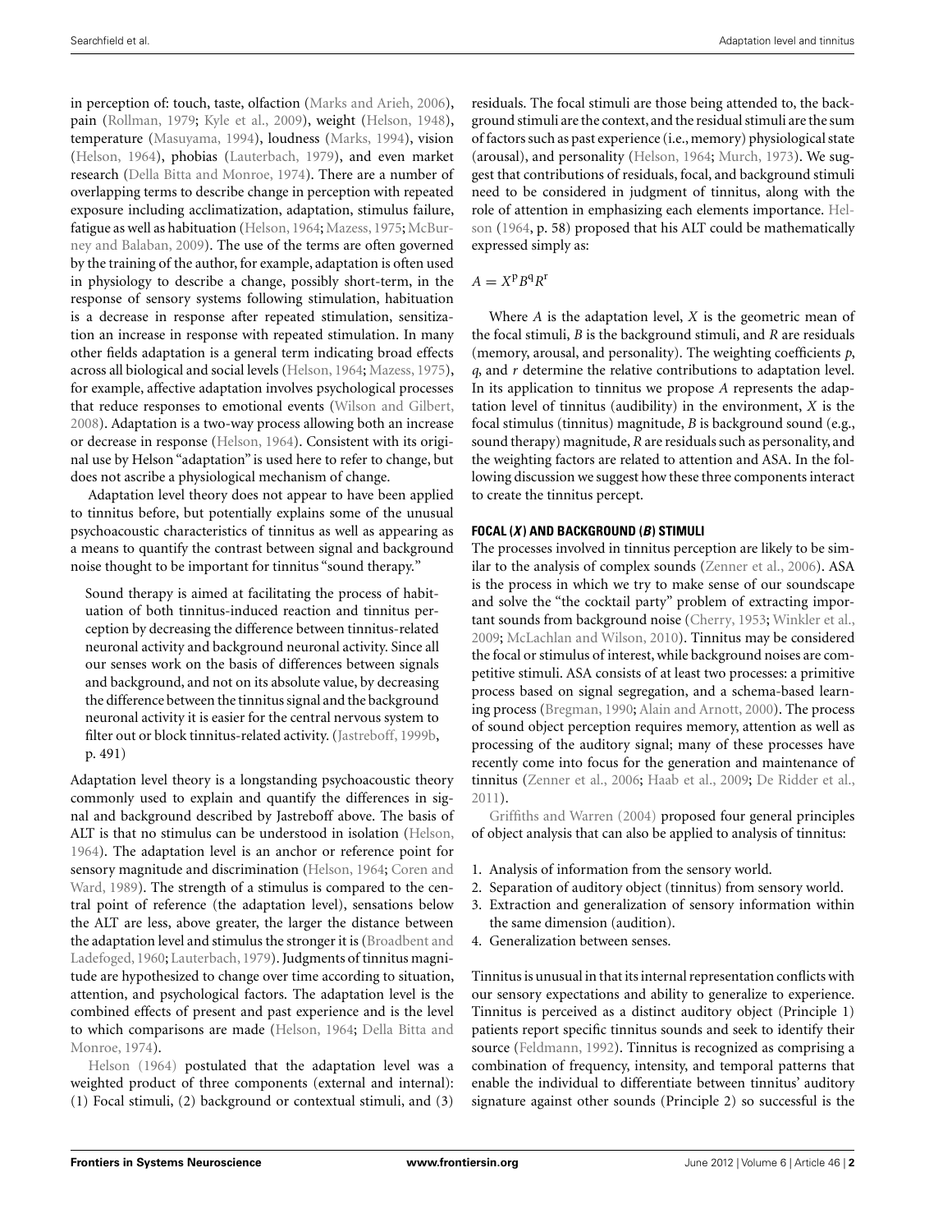in perception of: touch, taste, olfaction (Marks and Arieh, 2006), pain (Rollman, 1979; Kyle et al., 2009), weight (Helson, 1948), temperature (Masuyama, 1994), loudness (Marks, 1994), vision (Helson, 1964), phobias (Lauterbach, 1979), and even market research (Della Bitta and Monroe, 1974). There are a number of overlapping terms to describe change in perception with repeated exposure including acclimatization, adaptation, stimulus failure, fatigue as well as habituation (Helson, 1964; Mazess, 1975; McBurney and Balaban, 2009). The use of the terms are often governed by the training of the author, for example, adaptation is often used in physiology to describe a change, possibly short-term, in the response of sensory systems following stimulation, habituation is a decrease in response after repeated stimulation, sensitization an increase in response with repeated stimulation. In many other fields adaptation is a general term indicating broad effects across all biological and social levels (Helson, 1964; Mazess, 1975), for example, affective adaptation involves psychological processes that reduce responses to emotional events (Wilson and Gilbert, 2008). Adaptation is a two-way process allowing both an increase or decrease in response (Helson, 1964). Consistent with its original use by Helson "adaptation" is used here to refer to change, but does not ascribe a physiological mechanism of change.

Adaptation level theory does not appear to have been applied to tinnitus before, but potentially explains some of the unusual psychoacoustic characteristics of tinnitus as well as appearing as a means to quantify the contrast between signal and background noise thought to be important for tinnitus "sound therapy."

> Sound therapy is aimed at facilitating the process of habituation of both tinnitus-induced reaction and tinnitus perception by decreasing the difference between tinnitus-related neuronal activity and background neuronal activity. Since all our senses work on the basis of differences between signals and background, and not on its absolute value, by decreasing the difference between the tinnitus signal and the background neuronal activity it is easier for the central nervous system to filter out or block tinnitus-related activity. (Jastreboff, 1999b, p. 491)

Adaptation level theory is a longstanding psychoacoustic theory commonly used to explain and quantify the differences in signal and background described by Jastreboff above. The basis of ALT is that no stimulus can be understood in isolation (Helson, 1964). The adaptation level is an anchor or reference point for sensory magnitude and discrimination (Helson, 1964; Coren and Ward, 1989). The strength of a stimulus is compared to the central point of reference (the adaptation level), sensations below the ALT are less, above greater, the larger the distance between the adaptation level and stimulus the stronger it is (Broadbent and Ladefoged, 1960; Lauterbach, 1979). Judgments of tinnitus magnitude are hypothesized to change over time according to situation, attention, and psychological factors. The adaptation level is the combined effects of present and past experience and is the level to which comparisons are made (Helson, 1964; Della Bitta and Monroe, 1974).

Helson (1964) postulated that the adaptation level was a weighted product of three components (external and internal): (1) Focal stimuli, (2) background or contextual stimuli, and (3) residuals. The focal stimuli are those being attended to, the background stimuli are the context, and the residual stimuli are the sum of factors such as past experience (i.e., memory) physiological state (arousal), and personality (Helson, 1964; Murch, 1973). We suggest that contributions of residuals, focal, and background stimuli need to be considered in judgment of tinnitus, along with the role of attention in emphasizing each elements importance. Helson (1964, p. 58) proposed that his ALT could be mathematically expressed simply as:

$$A = X^{p} B^{q} R^{r}$$

Where $A$ is the adaptation level, $X$ is the geometric mean of the focal stimuli, $B$ is the background stimuli, and $R$ are residuals (memory, arousal, and personality). The weighting coefficients $p$, $q$, and $r$ determine the relative contributions to adaptation level. In its application to tinnitus we propose $A$ represents the adaptation level of tinnitus (audibility) in the environment, $X$ is the focal stimulus (tinnitus) magnitude, $B$ is background sound (e.g., sound therapy) magnitude, $R$ are residuals such as personality, and the weighting factors are related to attention and ASA. In the following discussion we suggest how these three components interact to create the tinnitus percept.

## FOCAL (*X*) AND BACKGROUND (*B*) STIMULI

The processes involved in tinnitus perception are likely to be similar to the analysis of complex sounds (Zenner et al., 2006). ASA is the process in which we try to make sense of our soundscape and solve the "the cocktail party" problem of extracting important sounds from background noise (Cherry, 1953; Winkler et al., 2009; McLachlan and Wilson, 2010). Tinnitus may be considered the focal or stimulus of interest, while background noises are competitive stimuli. ASA consists of at least two processes: a primitive process based on signal segregation, and a schema-based learning process (Bregman, 1990; Alain and Arnott, 2000). The process of sound object perception requires memory, attention as well as processing of the auditory signal; many of these processes have recently come into focus for the generation and maintenance of tinnitus (Zenner et al., 2006; Haab et al., 2009; De Ridder et al., 2011).

Griffiths and Warren (2004) proposed four general principles of object analysis that can also be applied to analysis of tinnitus:

1. Analysis of information from the sensory world.
2. Separation of auditory object (tinnitus) from sensory world.
3. Extraction and generalization of sensory information within the same dimension (audition).
4. Generalization between senses.

Tinnitus is unusual in that its internal representation conflicts with our sensory expectations and ability to generalize to experience. Tinnitus is perceived as a distinct auditory object (Principle 1) patients report specific tinnitus sounds and seek to identify their source (Feldmann, 1992). Tinnitus is recognized as comprising a combination of frequency, intensity, and temporal patterns that enable the individual to differentiate between tinnitus' auditory signature against other sounds (Principle 2) so successful is the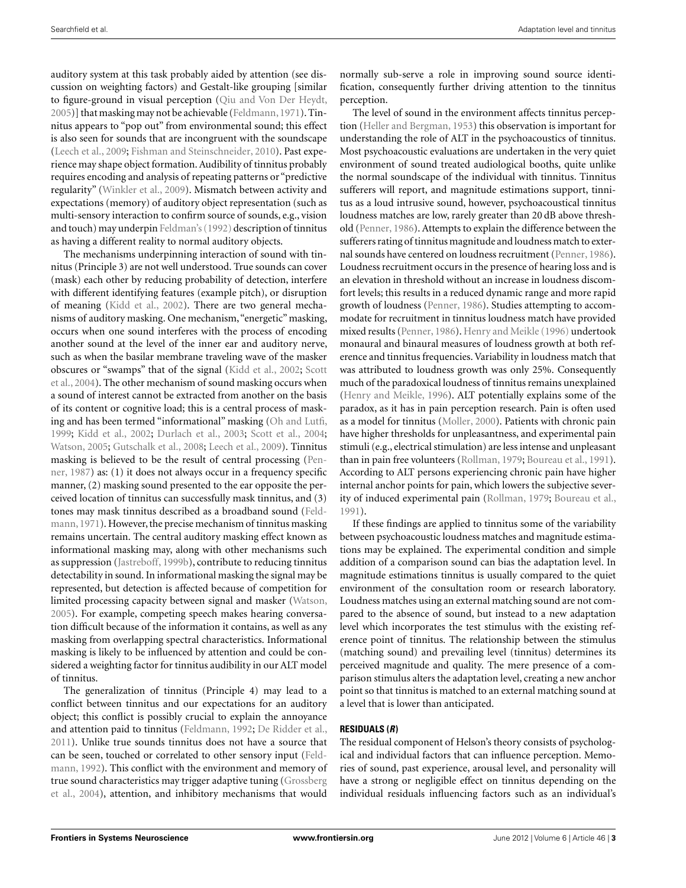auditory system at this task probably aided by attention (see discussion on weighting factors) and Gestalt-like grouping [similar to figure-ground in visual perception (Qiu and Von Der Heydt, 2005)] that masking may not be achievable (Feldmann, 1971). Tinnitus appears to "pop out" from environmental sound; this effect is also seen for sounds that are incongruent with the soundscape (Leech et al., 2009; Fishman and Steinschneider, 2010). Past experience may shape object formation. Audibility of tinnitus probably requires encoding and analysis of repeating patterns or "predictive regularity" (Winkler et al., 2009). Mismatch between activity and expectations (memory) of auditory object representation (such as multi-sensory interaction to confirm source of sounds, e.g., vision and touch) may underpin Feldman's (1992) description of tinnitus as having a different reality to normal auditory objects.

The mechanisms underpinning interaction of sound with tinnitus (Principle 3) are not well understood. True sounds can cover (mask) each other by reducing probability of detection, interfere with different identifying features (example pitch), or disruption of meaning (Kidd et al., 2002). There are two general mechanisms of auditory masking. One mechanism, "energetic" masking, occurs when one sound interferes with the process of encoding another sound at the level of the inner ear and auditory nerve, such as when the basilar membrane traveling wave of the masker obscures or "swamps" that of the signal (Kidd et al., 2002; Scott et al., 2004). The other mechanism of sound masking occurs when a sound of interest cannot be extracted from another on the basis of its content or cognitive load; this is a central process of masking and has been termed "informational" masking (Oh and Lutfi, 1999; Kidd et al., 2002; Durlach et al., 2003; Scott et al., 2004; Watson, 2005; Gutschalk et al., 2008; Leech et al., 2009). Tinnitus masking is believed to be the result of central processing (Penner, 1987) as: (1) it does not always occur in a frequency specific manner, (2) masking sound presented to the ear opposite the perceived location of tinnitus can successfully mask tinnitus, and (3) tones may mask tinnitus described as a broadband sound (Feldmann, 1971). However, the precise mechanism of tinnitus masking remains uncertain. The central auditory masking effect known as informational masking may, along with other mechanisms such as suppression (Jastreboff, 1999b), contribute to reducing tinnitus detectability in sound. In informational masking the signal may be represented, but detection is affected because of competition for limited processing capacity between signal and masker (Watson, 2005). For example, competing speech makes hearing conversation difficult because of the information it contains, as well as any masking from overlapping spectral characteristics. Informational masking is likely to be influenced by attention and could be considered a weighting factor for tinnitus audibility in our ALT model of tinnitus.

The generalization of tinnitus (Principle 4) may lead to a conflict between tinnitus and our expectations for an auditory object; this conflict is possibly crucial to explain the annoyance and attention paid to tinnitus (Feldmann, 1992; De Ridder et al., 2011). Unlike true sounds tinnitus does not have a source that can be seen, touched or correlated to other sensory input (Feldmann, 1992). This conflict with the environment and memory of true sound characteristics may trigger adaptive tuning (Grossberg et al., 2004), attention, and inhibitory mechanisms that would normally sub-serve a role in improving sound source identification, consequently further driving attention to the tinnitus perception.

The level of sound in the environment affects tinnitus perception (Heller and Bergman, 1953) this observation is important for understanding the role of ALT in the psychoacoustics of tinnitus. Most psychoacoustic evaluations are undertaken in the very quiet environment of sound treated audiological booths, quite unlike the normal soundscape of the individual with tinnitus. Tinnitus sufferers will report, and magnitude estimations support, tinnitus as a loud intrusive sound, however, psychoacoustical tinnitus loudness matches are low, rarely greater than 20 dB above threshold (Penner, 1986). Attempts to explain the difference between the sufferers rating of tinnitus magnitude and loudness match to external sounds have centered on loudness recruitment (Penner, 1986). Loudness recruitment occurs in the presence of hearing loss and is an elevation in threshold without an increase in loudness discomfort levels; this results in a reduced dynamic range and more rapid growth of loudness (Penner, 1986). Studies attempting to accommodate for recruitment in tinnitus loudness match have provided mixed results (Penner, 1986). Henry and Meikle (1996) undertook monaural and binaural measures of loudness growth at both reference and tinnitus frequencies. Variability in loudness match that was attributed to loudness growth was only 25%. Consequently much of the paradoxical loudness of tinnitus remains unexplained (Henry and Meikle, 1996). ALT potentially explains some of the paradox, as it has in pain perception research. Pain is often used as a model for tinnitus (Moller, 2000). Patients with chronic pain have higher thresholds for unpleasantness, and experimental pain stimuli (e.g., electrical stimulation) are less intense and unpleasant than in pain free volunteers (Rollman, 1979; Boureau et al., 1991). According to ALT persons experiencing chronic pain have higher internal anchor points for pain, which lowers the subjective severity of induced experimental pain (Rollman, 1979; Boureau et al., 1991).

If these findings are applied to tinnitus some of the variability between psychoacoustic loudness matches and magnitude estimations may be explained. The experimental condition and simple addition of a comparison sound can bias the adaptation level. In magnitude estimations tinnitus is usually compared to the quiet environment of the consultation room or research laboratory. Loudness matches using an external matching sound are not compared to the absence of sound, but instead to a new adaptation level which incorporates the test stimulus with the existing reference point of tinnitus. The relationship between the stimulus (matching sound) and prevailing level (tinnitus) determines its perceived magnitude and quality. The mere presence of a comparison stimulus alters the adaptation level, creating a new anchor point so that tinnitus is matched to an external matching sound at a level that is lower than anticipated.

### RESIDUALS (*R*)

The residual component of Helson's theory consists of psychological and individual factors that can influence perception. Memories of sound, past experience, arousal level, and personality will have a strong or negligible effect on tinnitus depending on the individual residuals influencing factors such as an individual's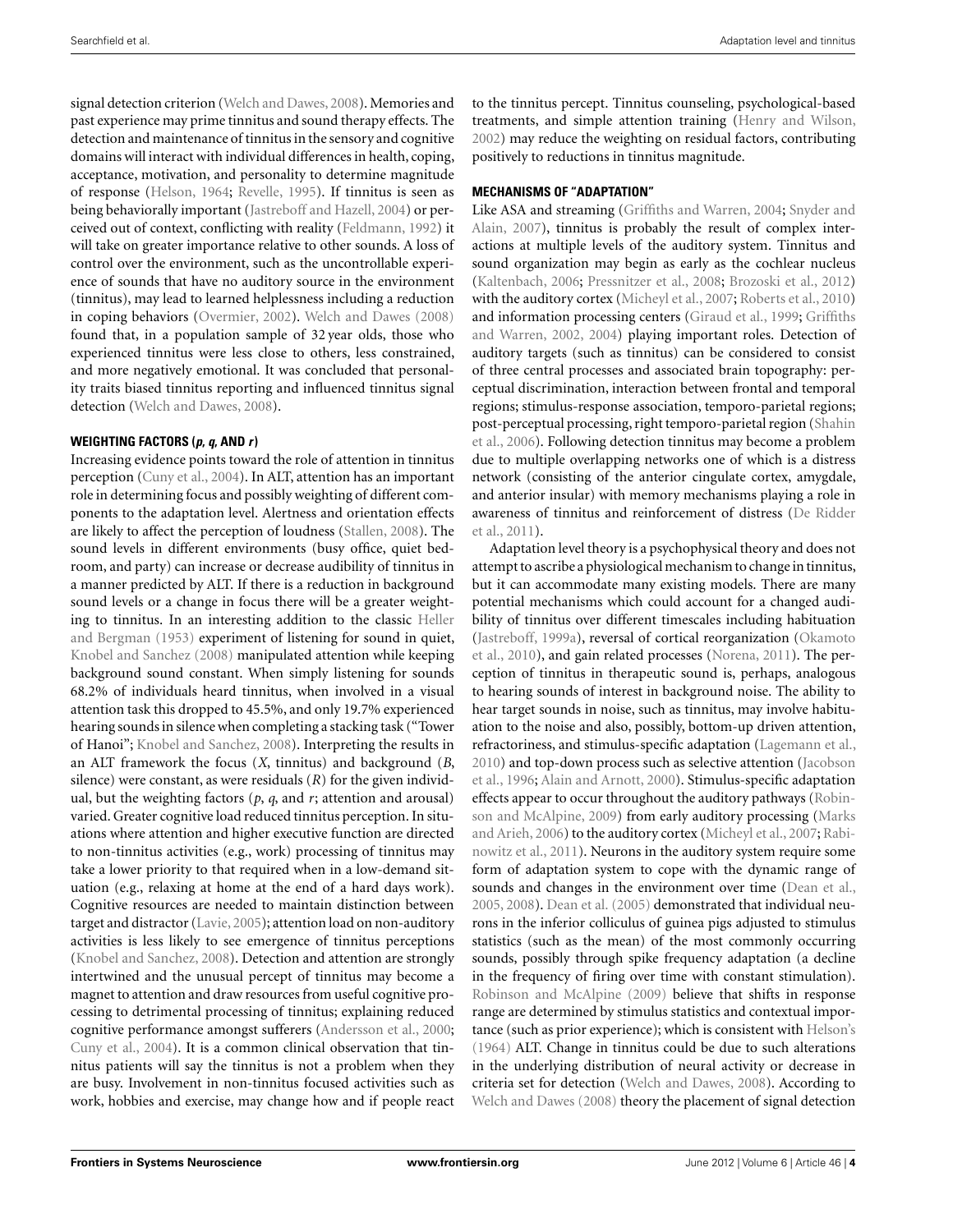signal detection criterion (Welch and Dawes, 2008). Memories and past experience may prime tinnitus and sound therapy effects. The detection and maintenance of tinnitus in the sensory and cognitive domains will interact with individual differences in health, coping, acceptance, motivation, and personality to determine magnitude of response (Helson, 1964; Revelle, 1995). If tinnitus is seen as being behaviorally important (Jastreboff and Hazell, 2004) or perceived out of context, conflicting with reality (Feldmann, 1992) it will take on greater importance relative to other sounds. A loss of control over the environment, such as the uncontrollable experience of sounds that have no auditory source in the environment (tinnitus), may lead to learned helplessness including a reduction in coping behaviors (Overmier, 2002). Welch and Dawes (2008) found that, in a population sample of 32 year olds, those who experienced tinnitus were less close to others, less constrained, and more negatively emotional. It was concluded that personality traits biased tinnitus reporting and influenced tinnitus signal detection (Welch and Dawes, 2008).

### WEIGHTING FACTORS ($p$, $q$, AND $r$)

Increasing evidence points toward the role of attention in tinnitus perception (Cuny et al., 2004). In ALT, attention has an important role in determining focus and possibly weighting of different components to the adaptation level. Alertness and orientation effects are likely to affect the perception of loudness (Stallen, 2008). The sound levels in different environments (busy office, quiet bedroom, and party) can increase or decrease audibility of tinnitus in a manner predicted by ALT. If there is a reduction in background sound levels or a change in focus there will be a greater weighting to tinnitus. In an interesting addition to the classic Heller and Bergman (1953) experiment of listening for sound in quiet, Knobel and Sanchez (2008) manipulated attention while keeping background sound constant. When simply listening for sounds 68.2% of individuals heard tinnitus, when involved in a visual attention task this dropped to 45.5%, and only 19.7% experienced hearing sounds in silence when completing a stacking task ("Tower of Hanoi"; Knobel and Sanchez, 2008). Interpreting the results in an ALT framework the focus ($X$, tinnitus) and background ($B$, silence) were constant, as were residuals ($R$) for the given individual, but the weighting factors ($p$, $q$, and $r$; attention and arousal) varied. Greater cognitive load reduced tinnitus perception. In situations where attention and higher executive function are directed to non-tinnitus activities (e.g., work) processing of tinnitus may take a lower priority to that required when in a low-demand situation (e.g., relaxing at home at the end of a hard days work). Cognitive resources are needed to maintain distinction between target and distractor (Lavie, 2005); attention load on non-auditory activities is less likely to see emergence of tinnitus perceptions (Knobel and Sanchez, 2008). Detection and attention are strongly intertwined and the unusual percept of tinnitus may become a magnet to attention and draw resources from useful cognitive processing to detrimental processing of tinnitus; explaining reduced cognitive performance amongst sufferers (Andersson et al., 2000; Cuny et al., 2004). It is a common clinical observation that tinnitus patients will say the tinnitus is not a problem when they are busy. Involvement in non-tinnitus focused activities such as work, hobbies and exercise, may change how and if people react to the tinnitus percept. Tinnitus counseling, psychological-based treatments, and simple attention training (Henry and Wilson, 2002) may reduce the weighting on residual factors, contributing positively to reductions in tinnitus magnitude.

### MECHANISMS OF "ADAPTATION"

Like ASA and streaming (Griffiths and Warren, 2004; Snyder and Alain, 2007), tinnitus is probably the result of complex interactions at multiple levels of the auditory system. Tinnitus and sound organization may begin as early as the cochlear nucleus (Kaltenbach, 2006; Pressnitzer et al., 2008; Brozoski et al., 2012) with the auditory cortex (Micheyl et al., 2007; Roberts et al., 2010) and information processing centers (Giraud et al., 1999; Griffiths and Warren, 2002, 2004) playing important roles. Detection of auditory targets (such as tinnitus) can be considered to consist of three central processes and associated brain topography: perceptual discrimination, interaction between frontal and temporal regions; stimulus-response association, temporo-parietal regions; post-perceptual processing, right temporo-parietal region (Shahin et al., 2006). Following detection tinnitus may become a problem due to multiple overlapping networks one of which is a distress network (consisting of the anterior cingulate cortex, amygdale, and anterior insular) with memory mechanisms playing a role in awareness of tinnitus and reinforcement of distress (De Ridder et al., 2011).

Adaptation level theory is a psychophysical theory and does not attempt to ascribe a physiological mechanism to change in tinnitus, but it can accommodate many existing models. There are many potential mechanisms which could account for a changed audibility of tinnitus over different timescales including habituation (Jastreboff, 1999a), reversal of cortical reorganization (Okamoto et al., 2010), and gain related processes (Norena, 2011). The perception of tinnitus in therapeutic sound is, perhaps, analogous to hearing sounds of interest in background noise. The ability to hear target sounds in noise, such as tinnitus, may involve habituation to the noise and also, possibly, bottom-up driven attention, refractoriness, and stimulus-specific adaptation (Lagemann et al., 2010) and top-down process such as selective attention (Jacobson et al., 1996; Alain and Arnott, 2000). Stimulus-specific adaptation effects appear to occur throughout the auditory pathways (Robinson and McAlpine, 2009) from early auditory processing (Marks and Arieh, 2006) to the auditory cortex (Micheyl et al., 2007; Rabinowitz et al., 2011). Neurons in the auditory system require some form of adaptation system to cope with the dynamic range of sounds and changes in the environment over time (Dean et al., 2005, 2008). Dean et al. (2005) demonstrated that individual neurons in the inferior colliculus of guinea pigs adjusted to stimulus statistics (such as the mean) of the most commonly occurring sounds, possibly through spike frequency adaptation (a decline in the frequency of firing over time with constant stimulation). Robinson and McAlpine (2009) believe that shifts in response range are determined by stimulus statistics and contextual importance (such as prior experience); which is consistent with Helson's (1964) ALT. Change in tinnitus could be due to such alterations in the underlying distribution of neural activity or decrease in criteria set for detection (Welch and Dawes, 2008). According to Welch and Dawes (2008) theory the placement of signal detection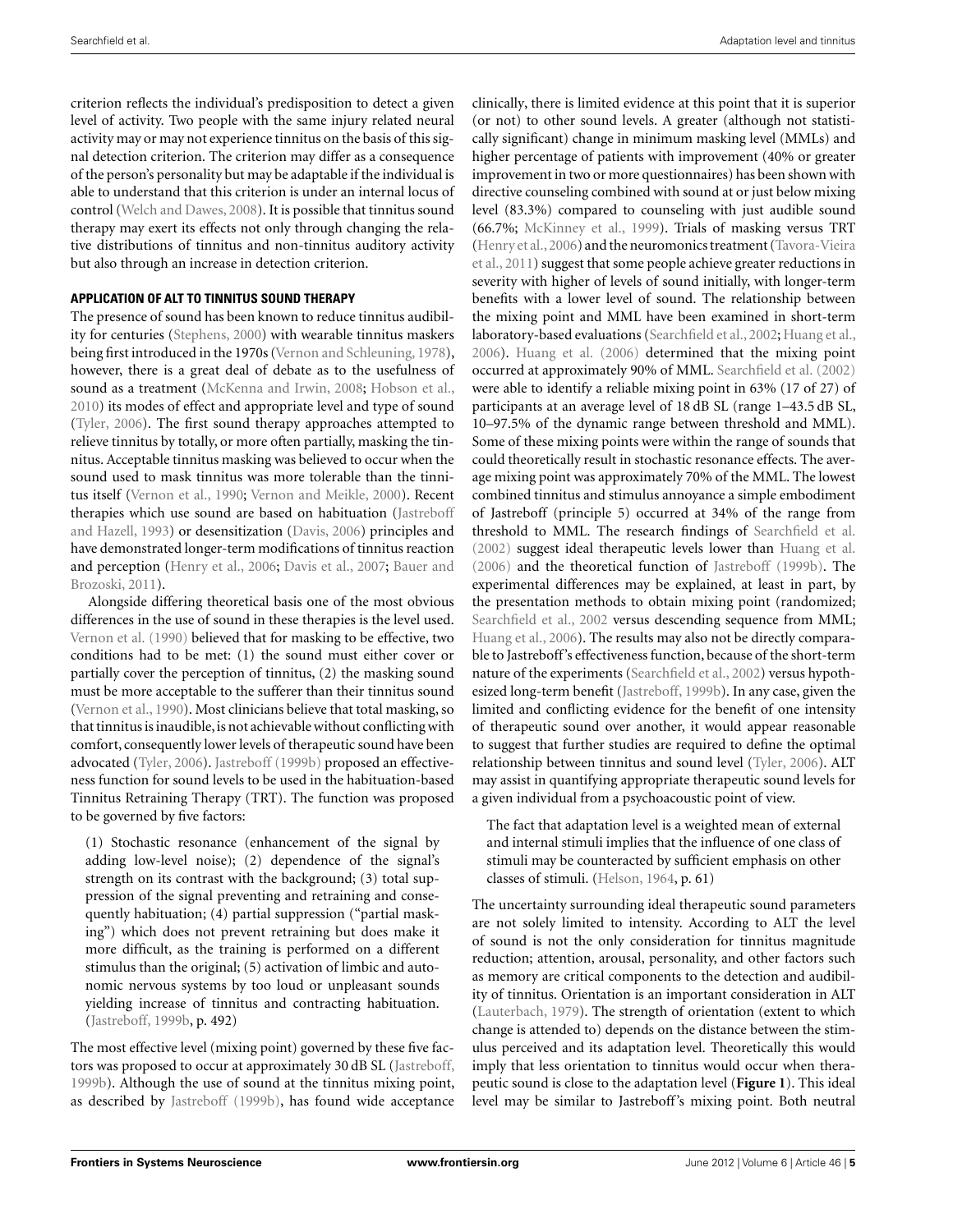criterion reflects the individual's predisposition to detect a given level of activity. Two people with the same injury related neural activity may or may not experience tinnitus on the basis of this signal detection criterion. The criterion may differ as a consequence of the person's personality but may be adaptable if the individual is able to understand that this criterion is under an internal locus of control (Welch and Dawes, 2008). It is possible that tinnitus sound therapy may exert its effects not only through changing the relative distributions of tinnitus and non-tinnitus auditory activity but also through an increase in detection criterion.

## APPLICATION OF ALT TO TINNITUS SOUND THERAPY

The presence of sound has been known to reduce tinnitus audibility for centuries (Stephens, 2000) with wearable tinnitus maskers being first introduced in the 1970s (Vernon and Schleuning, 1978), however, there is a great deal of debate as to the usefulness of sound as a treatment (McKenna and Irwin, 2008; Hobson et al., 2010) its modes of effect and appropriate level and type of sound (Tyler, 2006). The first sound therapy approaches attempted to relieve tinnitus by totally, or more often partially, masking the tinnitus. Acceptable tinnitus masking was believed to occur when the sound used to mask tinnitus was more tolerable than the tinnitus itself (Vernon et al., 1990; Vernon and Meikle, 2000). Recent therapies which use sound are based on habituation (Jastreboff and Hazell, 1993) or desensitization (Davis, 2006) principles and have demonstrated longer-term modifications of tinnitus reaction and perception (Henry et al., 2006; Davis et al., 2007; Bauer and Brozoski, 2011).

Alongside differing theoretical basis one of the most obvious differences in the use of sound in these therapies is the level used. Vernon et al. (1990) believed that for masking to be effective, two conditions had to be met: (1) the sound must either cover or partially cover the perception of tinnitus, (2) the masking sound must be more acceptable to the sufferer than their tinnitus sound (Vernon et al., 1990). Most clinicians believe that total masking, so that tinnitus is inaudible, is not achievable without conflicting with comfort, consequently lower levels of therapeutic sound have been advocated (Tyler, 2006). Jastreboff (1999b) proposed an effectiveness function for sound levels to be used in the habituation-based Tinnitus Retraining Therapy (TRT). The function was proposed to be governed by five factors:

> (1) Stochastic resonance (enhancement of the signal by adding low-level noise); (2) dependence of the signal's strength on its contrast with the background; (3) total suppression of the signal preventing and retraining and consequently habituation; (4) partial suppression ("partial masking") which does not prevent retraining but does make it more difficult, as the training is performed on a different stimulus than the original; (5) activation of limbic and autonomic nervous systems by too loud or unpleasant sounds yielding increase of tinnitus and contracting habituation. (Jastreboff, 1999b, p. 492)

The most effective level (mixing point) governed by these five factors was proposed to occur at approximately 30 dB SL (Jastreboff, 1999b). Although the use of sound at the tinnitus mixing point, as described by Jastreboff (1999b), has found wide acceptance clinically, there is limited evidence at this point that it is superior (or not) to other sound levels. A greater (although not statistically significant) change in minimum masking level (MMLs) and higher percentage of patients with improvement (40% or greater improvement in two or more questionnaires) has been shown with directive counseling combined with sound at or just below mixing level (83.3%) compared to counseling with just audible sound (66.7%; McKinney et al., 1999). Trials of masking versus TRT (Henry et al., 2006) and the neuromonics treatment (Tavora-Vieira et al., 2011) suggest that some people achieve greater reductions in severity with higher of levels of sound initially, with longer-term benefits with a lower level of sound. The relationship between the mixing point and MML have been examined in short-term laboratory-based evaluations (Searchfield et al., 2002; Huang et al., 2006). Huang et al. (2006) determined that the mixing point occurred at approximately 90% of MML. Searchfield et al. (2002) were able to identify a reliable mixing point in 63% (17 of 27) of participants at an average level of 18 dB SL (range 1–43.5 dB SL, 10–97.5% of the dynamic range between threshold and MML). Some of these mixing points were within the range of sounds that could theoretically result in stochastic resonance effects. The average mixing point was approximately 70% of the MML. The lowest combined tinnitus and stimulus annoyance a simple embodiment of Jastreboff (principle 5) occurred at 34% of the range from threshold to MML. The research findings of Searchfield et al. (2002) suggest ideal therapeutic levels lower than Huang et al. (2006) and the theoretical function of Jastreboff (1999b). The experimental differences may be explained, at least in part, by the presentation methods to obtain mixing point (randomized; Searchfield et al., 2002 versus descending sequence from MML; Huang et al., 2006). The results may also not be directly comparable to Jastreboff's effectiveness function, because of the short-term nature of the experiments (Searchfield et al., 2002) versus hypothesized long-term benefit (Jastreboff, 1999b). In any case, given the limited and conflicting evidence for the benefit of one intensity of therapeutic sound over another, it would appear reasonable to suggest that further studies are required to define the optimal relationship between tinnitus and sound level (Tyler, 2006). ALT may assist in quantifying appropriate therapeutic sound levels for a given individual from a psychoacoustic point of view.

> The fact that adaptation level is a weighted mean of external and internal stimuli implies that the influence of one class of stimuli may be counteracted by sufficient emphasis on other classes of stimuli. (Helson, 1964, p. 61)

The uncertainty surrounding ideal therapeutic sound parameters are not solely limited to intensity. According to ALT the level of sound is not the only consideration for tinnitus magnitude reduction; attention, arousal, personality, and other factors such as memory are critical components to the detection and audibility of tinnitus. Orientation is an important consideration in ALT (Lauterbach, 1979). The strength of orientation (extent to which change is attended to) depends on the distance between the stimulus perceived and its adaptation level. Theoretically this would imply that less orientation to tinnitus would occur when therapeutic sound is close to the adaptation level (**Figure 1**). This ideal level may be similar to Jastreboff's mixing point. Both neutral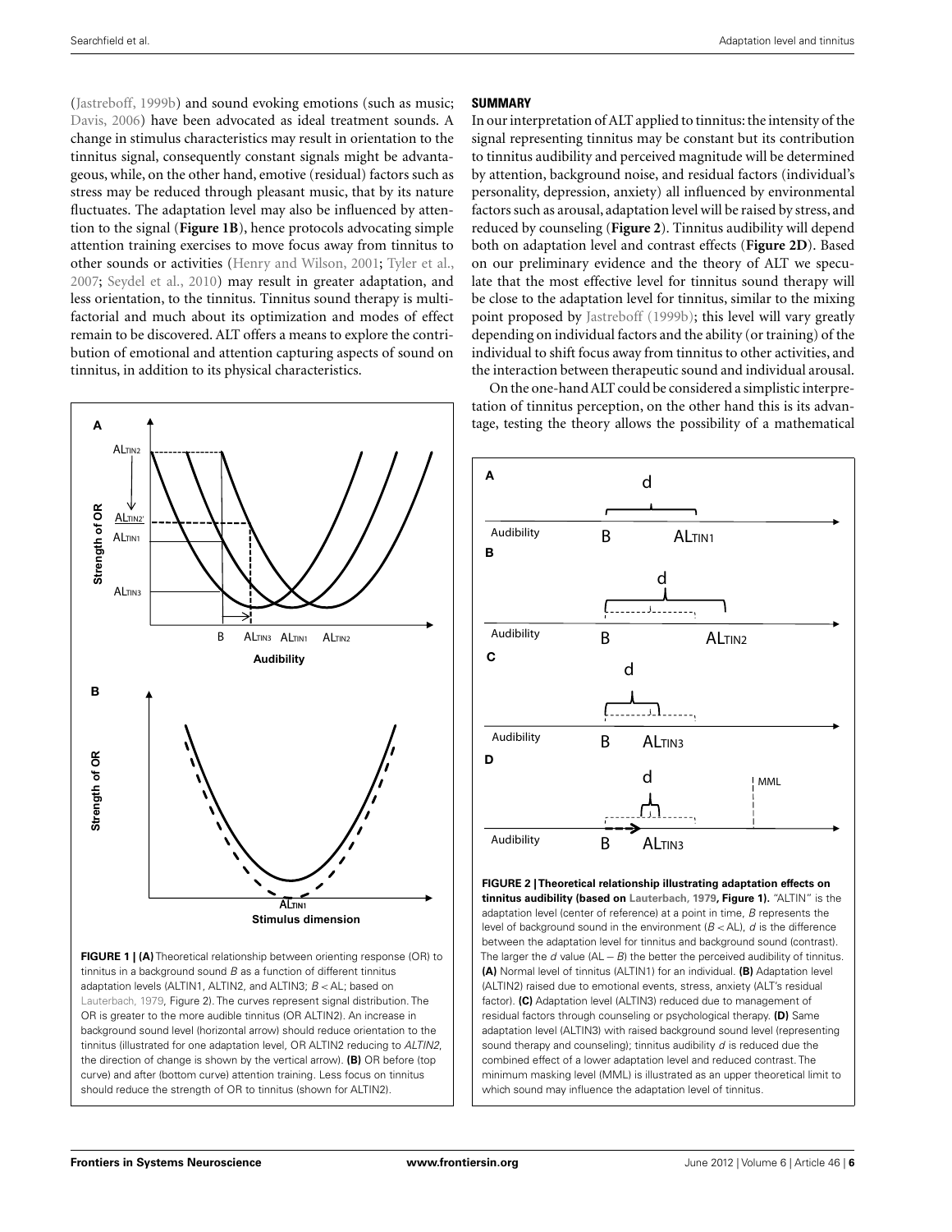(Jastreboff, 1999b) and sound evoking emotions (such as music; Davis, 2006) have been advocated as ideal treatment sounds. A change in stimulus characteristics may result in orientation to the tinnitus signal, consequently constant signals might be advantageous, while, on the other hand, emotive (residual) factors such as stress may be reduced through pleasant music, that by its nature fluctuates. The adaptation level may also be influenced by attention to the signal (**Figure 1B**), hence protocols advocating simple attention training exercises to move focus away from tinnitus to other sounds or activities (Henry and Wilson, 2001; Tyler et al., 2007; Seydel et al., 2010) may result in greater adaptation, and less orientation, to the tinnitus. Tinnitus sound therapy is multifactorial and much about its optimization and modes of effect remain to be discovered. ALT offers a means to explore the contribution of emotional and attention capturing aspects of sound on tinnitus, in addition to its physical characteristics.

**FIGURE 1 | (A)** Theoretical relationship between orienting response (OR) to tinnitus in a background sound *B* as a function of different tinnitus adaptation levels (ALTIN1, ALTIN2, and ALTIN3; *B* < AL; based on Lauterbach, 1979, Figure 2). The curves represent signal distribution. The OR is greater to the more audible tinnitus (OR ALTIN2). An increase in background sound level (horizontal arrow) should reduce orientation to the tinnitus (illustrated for one adaptation level, OR ALTIN2 reducing to *ALTIN2*, the direction of change is shown by the vertical arrow). **(B)** OR before (top curve) and after (bottom curve) attention training. Less focus on tinnitus should reduce the strength of OR to tinnitus (shown for ALTIN2).

## SUMMARY

In our interpretation of ALT applied to tinnitus: the intensity of the signal representing tinnitus may be constant but its contribution to tinnitus audibility and perceived magnitude will be determined by attention, background noise, and residual factors (individual's personality, depression, anxiety) all influenced by environmental factors such as arousal, adaptation level will be raised by stress, and reduced by counseling (**Figure 2**). Tinnitus audibility will depend both on adaptation level and contrast effects (**Figure 2D**). Based on our preliminary evidence and the theory of ALT we speculate that the most effective level for tinnitus sound therapy will be close to the adaptation level for tinnitus, similar to the mixing point proposed by Jastreboff (1999b); this level will vary greatly depending on individual factors and the ability (or training) of the individual to shift focus away from tinnitus to other activities, and the interaction between therapeutic sound and individual arousal.

On the one-hand ALT could be considered a simplistic interpretation of tinnitus perception, on the other hand this is its advantage, testing the theory allows the possibility of a mathematical

**FIGURE 2 | Theoretical relationship illustrating adaptation effects on tinnitus audibility (based on Lauterbach, 1979, Figure 1).** "ALTIN" is the adaptation level (center of reference) at a point in time, *B* represents the level of background sound in the environment (*B* < AL), *d* is the difference between the adaptation level for tinnitus and background sound (contrast). The larger the *d* value (AL − *B*) the better the perceived audibility of tinnitus. **(A)** Normal level of tinnitus (ALTIN1) for an individual. **(B)** Adaptation level (ALTIN2) raised due to emotional events, stress, anxiety (ALT's residual factor). **(C)** Adaptation level (ALTIN3) reduced due to management of residual factors through counseling or psychological therapy. **(D)** Same adaptation level (ALTIN3) with raised background sound level (representing sound therapy and counseling); tinnitus audibility *d* is reduced due the combined effect of a lower adaptation level and reduced contrast. The minimum masking level (MML) is illustrated as an upper theoretical limit to which sound may influence the adaptation level of tinnitus.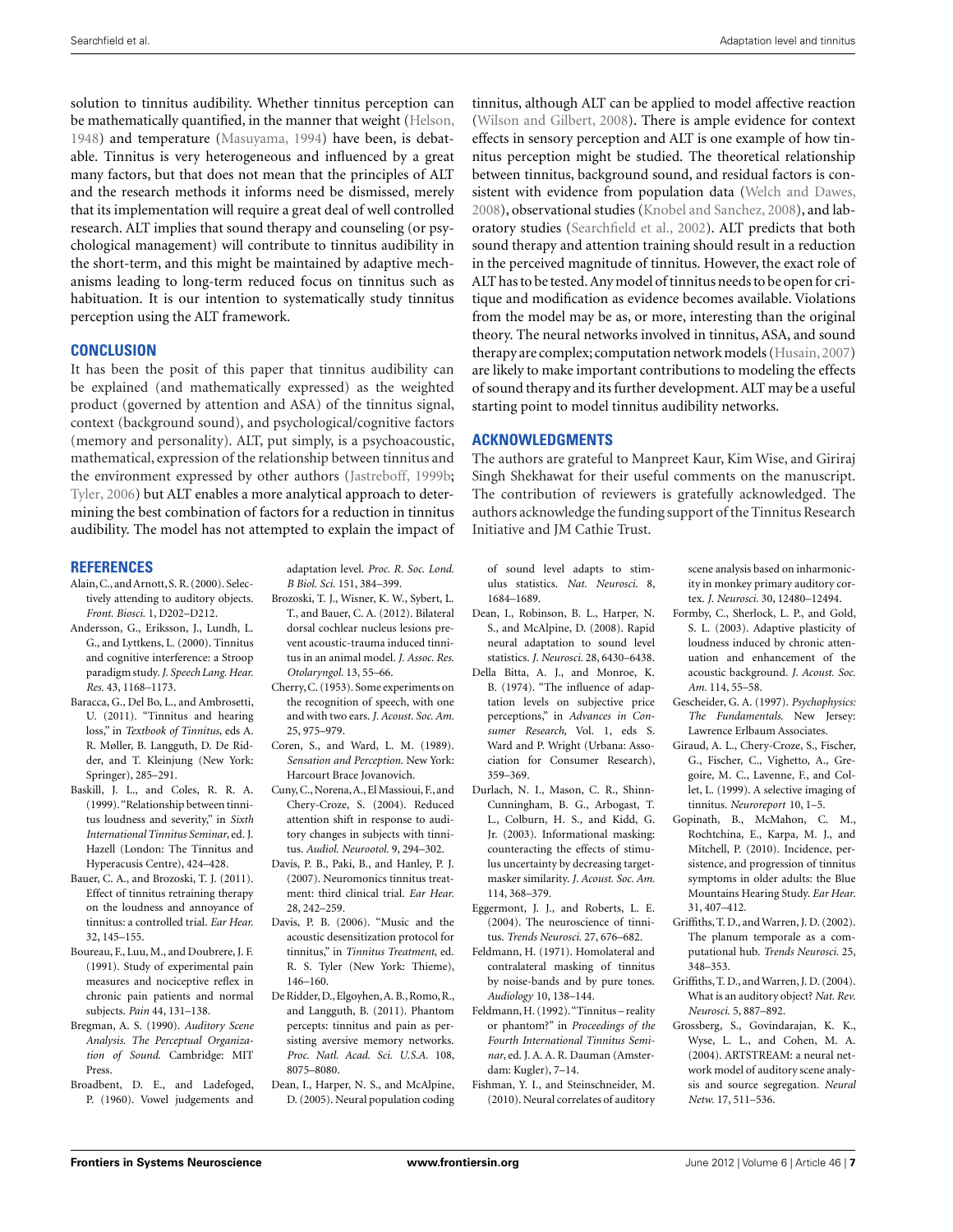solution to tinnitus audibility. Whether tinnitus perception can be mathematically quantified, in the manner that weight (Helson, 1948) and temperature (Masuyama, 1994) have been, is debatable. Tinnitus is very heterogeneous and influenced by a great many factors, but that does not mean that the principles of ALT and the research methods it informs need be dismissed, merely that its implementation will require a great deal of well controlled research. ALT implies that sound therapy and counseling (or psychological management) will contribute to tinnitus audibility in the short-term, and this might be maintained by adaptive mechanisms leading to long-term reduced focus on tinnitus such as habituation. It is our intention to systematically study tinnitus perception using the ALT framework.

## CONCLUSION

It has been the posit of this paper that tinnitus audibility can be explained (and mathematically expressed) as the weighted product (governed by attention and ASA) of the tinnitus signal, context (background sound), and psychological/cognitive factors (memory and personality). ALT, put simply, is a psychoacoustic, mathematical, expression of the relationship between tinnitus and the environment expressed by other authors (Jastreboff, 1999b; Tyler, 2006) but ALT enables a more analytical approach to determining the best combination of factors for a reduction in tinnitus audibility. The model has not attempted to explain the impact of tinnitus, although ALT can be applied to model affective reaction (Wilson and Gilbert, 2008). There is ample evidence for context effects in sensory perception and ALT is one example of how tinnitus perception might be studied. The theoretical relationship between tinnitus, background sound, and residual factors is consistent with evidence from population data (Welch and Dawes, 2008), observational studies (Knobel and Sanchez, 2008), and laboratory studies (Searchfield et al., 2002). ALT predicts that both sound therapy and attention training should result in a reduction in the perceived magnitude of tinnitus. However, the exact role of ALT has to be tested. Any model of tinnitus needs to be open for critique and modification as evidence becomes available. Violations from the model may be as, or more, interesting than the original theory. The neural networks involved in tinnitus, ASA, and sound therapy are complex; computation network models (Husain, 2007) are likely to make important contributions to modeling the effects of sound therapy and its further development. ALT may be a useful starting point to model tinnitus audibility networks.

## ACKNOWLEDGMENTS

The authors are grateful to Manpreet Kaur, Kim Wise, and Giriraj Singh Shekhawat for their useful comments on the manuscript. The contribution of reviewers is gratefully acknowledged. The authors acknowledge the funding support of the Tinnitus Research Initiative and JM Cathie Trust.

## REFERENCES

Alain, C., and Arnott, S. R. (2000). Selectively attending to auditory objects. *Front. Biosci.* 1, D202–D212.

Andersson, G., Eriksson, J., Lundh, L. G., and Lyttkens, L. (2000). Tinnitus and cognitive interference: a Stroop paradigm study. *J. Speech Lang. Hear. Res.* 43, 1168–1173.

Baracca, G., Del Bo, L., and Ambrosetti, U. (2011). "Tinnitus and hearing loss," in *Textbook of Tinnitus*, eds A. R. Møller, B. Langguth, D. De Ridder, and T. Kleinjung (New York: Springer), 285–291.

Baskill, J. L., and Coles, R. R. A. (1999). "Relationship between tinnitus loudness and severity," in *Sixth International Tinnitus Seminar*, ed. J. Hazell (London: The Tinnitus and Hyperacusis Centre), 424–428.

Bauer, C. A., and Brozoski, T. J. (2011). Effect of tinnitus retraining therapy on the loudness and annoyance of tinnitus: a controlled trial. *Ear Hear.* 32, 145–155.

Boureau, F., Luu, M., and Doubrere, J. F. (1991). Study of experimental pain measures and nociceptive reflex in chronic pain patients and normal subjects. *Pain* 44, 131–138.

Bregman, A. S. (1990). *Auditory Scene Analysis. The Perceptual Organization of Sound.* Cambridge: MIT Press.

Broadbent, D. E., and Ladefoged, P. (1960). Vowel judgements and adaptation level. *Proc. R. Soc. Lond. B Biol. Sci.* 151, 384–399.

Brozoski, T. J., Wisner, K. W., Sybert, L. T., and Bauer, C. A. (2012). Bilateral dorsal cochlear nucleus lesions prevent acoustic-trauma induced tinnitus in an animal model. *J. Assoc. Res. Otolaryngol.* 13, 55–66.

Cherry, C. (1953). Some experiments on the recognition of speech, with one and with two ears. *J. Acoust. Soc. Am.* 25, 975–979.

Coren, S., and Ward, L. M. (1989). *Sensation and Perception.* New York: Harcourt Brace Jovanovich.

Cuny, C., Norena, A., El Massioui, F., and Chery-Croze, S. (2004). Reduced attention shift in response to auditory changes in subjects with tinnitus. *Audiol. Neurootol.* 9, 294–302.

Davis, P. B., Paki, B., and Hanley, P. J. (2007). Neuromonics tinnitus treatment: third clinical trial. *Ear Hear.* 28, 242–259.

Davis, P. B. (2006). "Music and the acoustic desensitization protocol for tinnitus," in *Tinnitus Treatment*, ed. R. S. Tyler (New York: Thieme), 146–160.

De Ridder, D., Elgoyhen, A. B., Romo, R., and Langguth, B. (2011). Phantom percepts: tinnitus and pain as persisting aversive memory networks. *Proc. Natl. Acad. Sci. U.S.A.* 108, 8075–8080.

Dean, I., Harper, N. S., and McAlpine, D. (2005). Neural population coding of sound level adapts to stimulus statistics. *Nat. Neurosci.* 8, 1684–1689.

Dean, I., Robinson, B. L., Harper, N. S., and McAlpine, D. (2008). Rapid neural adaptation to sound level statistics. *J. Neurosci.* 28, 6430–6438.

Della Bitta, A. J., and Monroe, K. B. (1974). "The influence of adaptation levels on subjective price perceptions," in *Advances in Consumer Research*, Vol. 1, eds S. Ward and P. Wright (Urbana: Association for Consumer Research), 359–369.

Durlach, N. I., Mason, C. R., Shinn-Cunningham, B. G., Arbogast, T. L., Colburn, H. S., and Kidd, G. Jr. (2003). Informational masking: counteracting the effects of stimulus uncertainty by decreasing target-masker similarity. *J. Acoust. Soc. Am.* 114, 368–379.

Eggermont, J. J., and Roberts, L. E. (2004). The neuroscience of tinnitus. *Trends Neurosci.* 27, 676–682.

Feldmann, H. (1971). Homolateral and contralateral masking of tinnitus by noise-bands and by pure tones. *Audiology* 10, 138–144.

Feldmann, H. (1992). "Tinnitus – reality or phantom?" in *Proceedings of the Fourth International Tinnitus Seminar*, ed. J. A. A. R. Dauman (Amsterdam: Kugler), 7–14.

Fishman, Y. I., and Steinschneider, M. (2010). Neural correlates of auditory scene analysis based on inharmonicity in monkey primary auditory cortex. *J. Neurosci.* 30, 12480–12494.

Formby, C., Sherlock, L. P., and Gold, S. L. (2003). Adaptive plasticity of loudness induced by chronic attenuation and enhancement of the acoustic background. *J. Acoust. Soc. Am.* 114, 55–58.

Gescheider, G. A. (1997). *Psychophysics: The Fundamentals.* New Jersey: Lawrence Erlbaum Associates.

Giraud, A. L., Chery-Croze, S., Fischer, G., Fischer, C., Vighetto, A., Gregoire, M. C., Lavenne, F., and Collet, L. (1999). A selective imaging of tinnitus. *Neuroreport* 10, 1–5.

Gopinath, B., McMahon, C. M., Rochtchina, E., Karpa, M. J., and Mitchell, P. (2010). Incidence, persistence, and progression of tinnitus symptoms in older adults: the Blue Mountains Hearing Study. *Ear Hear.* 31, 407–412.

Griffiths, T. D., and Warren, J. D. (2002). The planum temporale as a computational hub. *Trends Neurosci.* 25, 348–353.

Griffiths, T. D., and Warren, J. D. (2004). What is an auditory object? *Nat. Rev. Neurosci.* 5, 887–892.

Grossberg, S., Govindarajan, K. K., Wyse, L. L., and Cohen, M. A. (2004). ARTSTREAM: a neural network model of auditory scene analysis and source segregation. *Neural Netw.* 17, 511–536.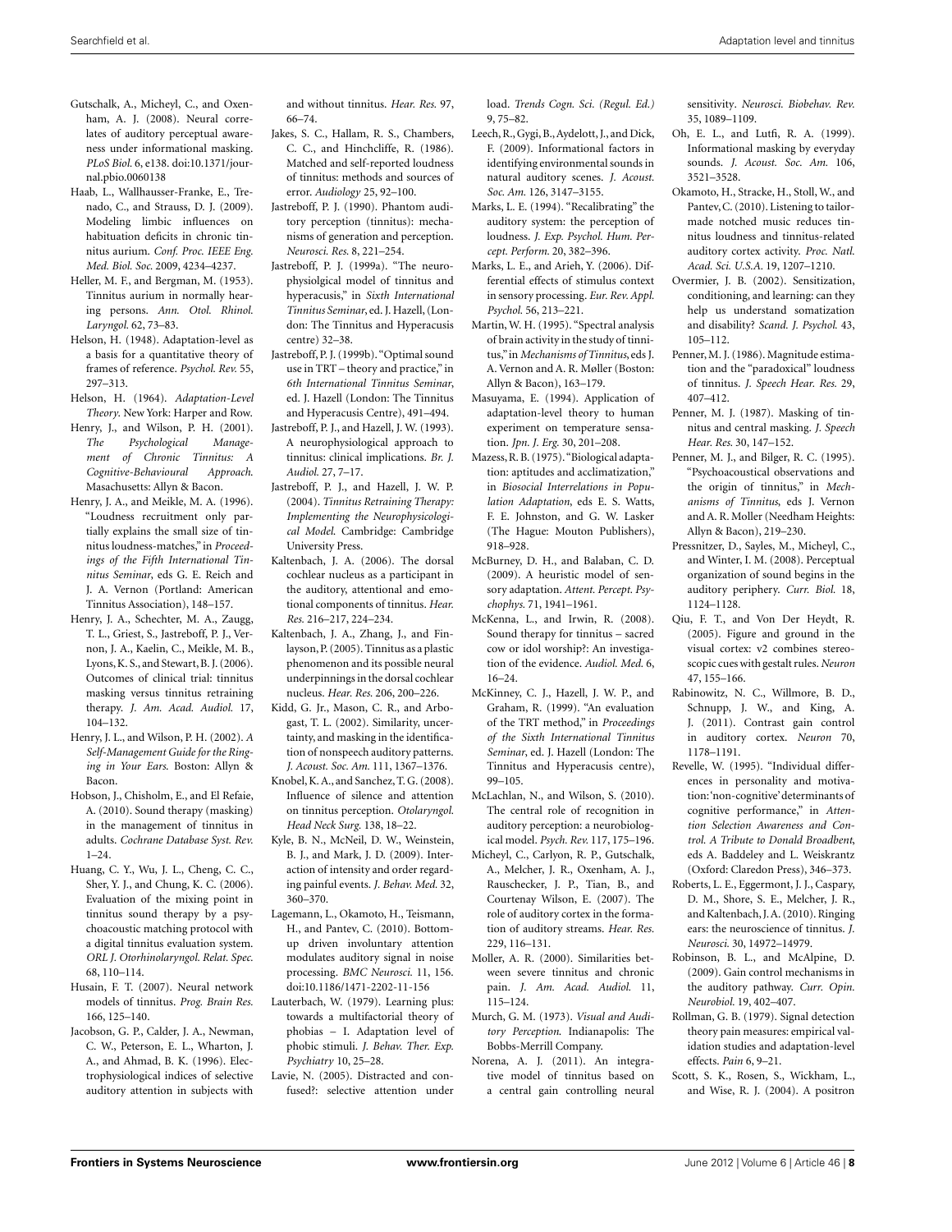Gutschalk, A., Micheyl, C., and Oxenham, A. J. (2008). Neural correlates of auditory perceptual awareness under informational masking. *PLoS Biol.* 6, e138. doi:10.1371/journal.pbio.0060138

Haab, L., Wallhausser-Franke, E., Trenado, C., and Strauss, D. J. (2009). Modeling limbic influences on habituation deficits in chronic tinnitus aurium. *Conf. Proc. IEEE Eng. Med. Biol. Soc.* 2009, 4234–4237.

Heller, M. F., and Bergman, M. (1953). Tinnitus aurium in normally hearing persons. *Ann. Otol. Rhinol. Laryngol.* 62, 73–83.

Helson, H. (1948). Adaptation-level as a basis for a quantitative theory of frames of reference. *Psychol. Rev.* 55, 297–313.

Helson, H. (1964). *Adaptation-Level Theory*. New York: Harper and Row.

Henry, J., and Wilson, P. H. (2001). *The Psychological Management of Chronic Tinnitus: A Cognitive-Behavioural Approach.* Masachusetts: Allyn & Bacon.

Henry, J. A., and Meikle, M. A. (1996). "Loudness recruitment only partially explains the small size of tinnitus loudness-matches," in *Proceedings of the Fifth International Tinnitus Seminar*, eds G. E. Reich and J. A. Vernon (Portland: American Tinnitus Association), 148–157.

Henry, J. A., Schechter, M. A., Zaugg, T. L., Griest, S., Jastreboff, P. J., Vernon, J. A., Kaelin, C., Meikle, M. B., Lyons, K. S., and Stewart, B. J. (2006). Outcomes of clinical trial: tinnitus masking versus tinnitus retraining therapy. *J. Am. Acad. Audiol.* 17, 104–132.

Henry, J. L., and Wilson, P. H. (2002). *A Self-Management Guide for the Ringing in Your Ears.* Boston: Allyn & Bacon.

Hobson, J., Chisholm, E., and El Refaie, A. (2010). Sound therapy (masking) in the management of tinnitus in adults. *Cochrane Database Syst. Rev.* 1–24.

Huang, C. Y., Wu, J. L., Cheng, C. C., Sher, Y. J., and Chung, K. C. (2006). Evaluation of the mixing point in tinnitus sound therapy by a psychoacoustic matching protocol with a digital tinnitus evaluation system. *ORL J. Otorhinolaryngol. Relat. Spec.* 68, 110–114.

Husain, F. T. (2007). Neural network models of tinnitus. *Prog. Brain Res.* 166, 125–140.

Jacobson, G. P., Calder, J. A., Newman, C. W., Peterson, E. L., Wharton, J. A., and Ahmad, B. K. (1996). Electrophysiological indices of selective auditory attention in subjects with and without tinnitus. *Hear. Res.* 97, 66–74.

Jakes, S. C., Hallam, R. S., Chambers, C. C., and Hinchcliffe, R. (1986). Matched and self-reported loudness of tinnitus: methods and sources of error. *Audiology* 25, 92–100.

Jastreboff, P. J. (1990). Phantom auditory perception (tinnitus): mechanisms of generation and perception. *Neurosci. Res.* 8, 221–254.

Jastreboff, P. J. (1999a). "The neurophysiolgical model of tinnitus and hyperacusis," in *Sixth International Tinnitus Seminar*, ed. J. Hazell, (London: The Tinnitus and Hyperacusis centre) 32–38.

Jastreboff, P. J. (1999b). "Optimal sound use in TRT – theory and practice," in *6th International Tinnitus Seminar*, ed. J. Hazell (London: The Tinnitus and Hyperacusis Centre), 491–494.

Jastreboff, P. J., and Hazell, J. W. (1993). A neurophysiological approach to tinnitus: clinical implications. *Br. J. Audiol.* 27, 7–17.

Jastreboff, P. J., and Hazell, J. W. P. (2004). *Tinnitus Retraining Therapy: Implementing the Neurophysicological Model.* Cambridge: Cambridge University Press.

Kaltenbach, J. A. (2006). The dorsal cochlear nucleus as a participant in the auditory, attentional and emotional components of tinnitus. *Hear. Res.* 216–217, 224–234.

Kaltenbach, J. A., Zhang, J., and Finlayson, P. (2005). Tinnitus as a plastic phenomenon and its possible neural underpinnings in the dorsal cochlear nucleus. *Hear. Res.* 206, 200–226.

Kidd, G. Jr., Mason, C. R., and Arbogast, T. L. (2002). Similarity, uncertainty, and masking in the identification of nonspeech auditory patterns. *J. Acoust. Soc. Am.* 111, 1367–1376.

Knobel, K. A., and Sanchez, T. G. (2008). Influence of silence and attention on tinnitus perception. *Otolaryngol. Head Neck Surg.* 138, 18–22.

Kyle, B. N., McNeil, D. W., Weinstein, B. J., and Mark, J. D. (2009). Interaction of intensity and order regarding painful events. *J. Behav. Med.* 32, 360–370.

Lagemann, L., Okamoto, H., Teismann, H., and Pantev, C. (2010). Bottom-up driven involuntary attention modulates auditory signal in noise processing. *BMC Neurosci.* 11, 156. doi:10.1186/1471-2202-11-156

Lauterbach, W. (1979). Learning plus: towards a multifactorial theory of phobias – I. Adaptation level of phobic stimuli. *J. Behav. Ther. Exp. Psychiatry* 10, 25–28.

Lavie, N. (2005). Distracted and confused?: selective attention under load. *Trends Cogn. Sci. (Regul. Ed.)* 9, 75–82.

Leech, R., Gygi, B., Aydelott, J., and Dick, F. (2009). Informational factors in identifying environmental sounds in natural auditory scenes. *J. Acoust. Soc. Am.* 126, 3147–3155.

Marks, L. E. (1994). "Recalibrating" the auditory system: the perception of loudness. *J. Exp. Psychol. Hum. Percept. Perform.* 20, 382–396.

Marks, L. E., and Arieh, Y. (2006). Differential effects of stimulus context in sensory processing. *Eur. Rev. Appl. Psychol.* 56, 213–221.

Martin, W. H. (1995). "Spectral analysis of brain activity in the study of tinnitus," in *Mechanisms of Tinnitus*, eds J. A. Vernon and A. R. Møller (Boston: Allyn & Bacon), 163–179.

Masuyama, E. (1994). Application of adaptation-level theory to human experiment on temperature sensation. *Jpn. J. Erg.* 30, 201–208.

Mazess, R. B. (1975). "Biological adaptation: aptitudes and acclimatization," in *Biosocial Interrelations in Population Adaptation*, eds E. S. Watts, F. E. Johnston, and G. W. Lasker (The Hague: Mouton Publishers), 918–928.

McBurney, D. H., and Balaban, C. D. (2009). A heuristic model of sensory adaptation. *Attent. Percept. Psychophys.* 71, 1941–1961.

McKenna, L., and Irwin, R. (2008). Sound therapy for tinnitus – sacred cow or idol worship?: An investigation of the evidence. *Audiol. Med.* 6, 16–24.

McKinney, C. J., Hazell, J. W. P., and Graham, R. (1999). "An evaluation of the TRT method," in *Proceedings of the Sixth International Tinnitus Seminar*, ed. J. Hazell (London: The Tinnitus and Hyperacusis centre), 99–105.

McLachlan, N., and Wilson, S. (2010). The central role of recognition in auditory perception: a neurobiological model. *Psych. Rev.* 117, 175–196.

Micheyl, C., Carlyon, R. P., Gutschalk, A., Melcher, J. R., Oxenham, A. J., Rauschecker, J. P., Tian, B., and Courtenay Wilson, E. (2007). The role of auditory cortex in the formation of auditory streams. *Hear. Res.* 229, 116–131.

Moller, A. R. (2000). Similarities between severe tinnitus and chronic pain. *J. Am. Acad. Audiol.* 11, 115–124.

Murch, G. M. (1973). *Visual and Auditory Perception.* Indianapolis: The Bobbs-Merrill Company.

Norena, A. J. (2011). An integrative model of tinnitus based on a central gain controlling neural sensitivity. *Neurosci. Biobehav. Rev.* 35, 1089–1109.

Oh, E. L., and Lutfi, R. A. (1999). Informational masking by everyday sounds. *J. Acoust. Soc. Am.* 106, 3521–3528.

Okamoto, H., Stracke, H., Stoll, W., and Pantev, C. (2010). Listening to tailor-made notched music reduces tinnitus loudness and tinnitus-related auditory cortex activity. *Proc. Natl. Acad. Sci. U.S.A.* 19, 1207–1210.

Overmier, J. B. (2002). Sensitization, conditioning, and learning: can they help us understand somatization and disability? *Scand. J. Psychol.* 43, 105–112.

Penner, M. J. (1986). Magnitude estimation and the "paradoxical" loudness of tinnitus. *J. Speech Hear. Res.* 29, 407–412.

Penner, M. J. (1987). Masking of tinnitus and central masking. *J. Speech Hear. Res.* 30, 147–152.

Penner, M. J., and Bilger, R. C. (1995). "Psychoacoustical observations and the origin of tinnitus," in *Mechanisms of Tinnitus*, eds J. Vernon and A. R. Moller (Needham Heights: Allyn & Bacon), 219–230.

Pressnitzer, D., Sayles, M., Micheyl, C., and Winter, I. M. (2008). Perceptual organization of sound begins in the auditory periphery. *Curr. Biol.* 18, 1124–1128.

Qiu, F. T., and Von Der Heydt, R. (2005). Figure and ground in the visual cortex: v2 combines stereoscopic cues with gestalt rules. *Neuron* 47, 155–166.

Rabinowitz, N. C., Willmore, B. D., Schnupp, J. W., and King, A. J. (2011). Contrast gain control in auditory cortex. *Neuron* 70, 1178–1191.

Revelle, W. (1995). "Individual differences in personality and motivation:'non-cognitive' determinants of cognitive performance," in *Attention Selection Awareness and Control. A Tribute to Donald Broadbent*, eds A. Baddeley and L. Weiskrantz (Oxford: Claredon Press), 346–373.

Roberts, L. E., Eggermont, J. J., Caspary, D. M., Shore, S. E., Melcher, J. R., and Kaltenbach, J. A. (2010). Ringing ears: the neuroscience of tinnitus. *J. Neurosci.* 30, 14972–14979.

Robinson, B. L., and McAlpine, D. (2009). Gain control mechanisms in the auditory pathway. *Curr. Opin. Neurobiol.* 19, 402–407.

Rollman, G. B. (1979). Signal detection theory pain measures: empirical validation studies and adaptation-level effects. *Pain* 6, 9–21.

Scott, S. K., Rosen, S., Wickham, L., and Wise, R. J. (2004). A positron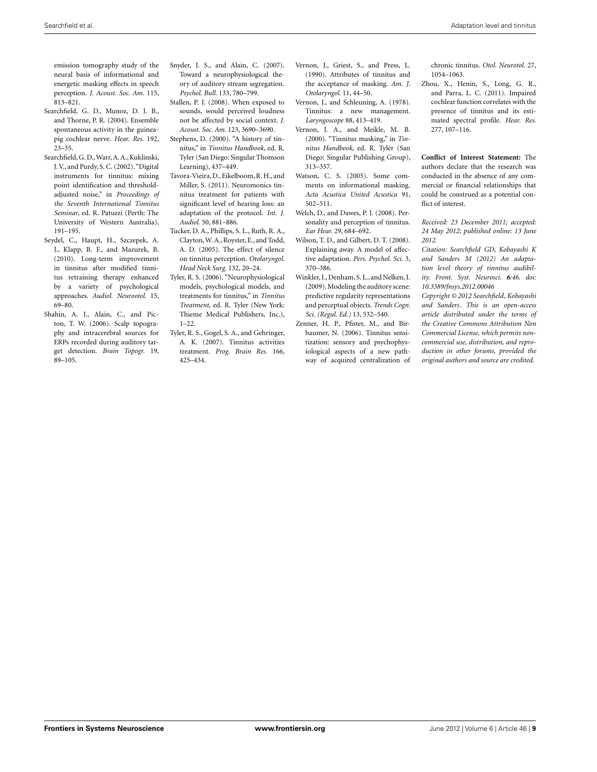emission tomography study of the neural basis of informational and energetic masking effects in speech perception. *J. Acoust. Soc. Am.* 115, 813–821.

Searchfield, G. D., Munoz, D. J. B., and Thorne, P. R. (2004). Ensemble spontaneous activity in the guinea-pig cochlear nerve. *Hear. Res.* 192, 23–35.

Searchfield, G. D., Warr, A. A., Kuklinski, J. V., and Purdy, S. C. (2002). "Digital instruments for tinnitus: mixing point identification and threshold-adjusted noise," in *Proceedings of the Seventh International Tinnitus Seminar*, ed. R. Patuzzi (Perth: The University of Western Australia), 191–195.

Seydel, C., Haupt, H., Szczepek, A. J., Klapp, B. F., and Mazurek, B. (2010). Long-term improvement in tinnitus after modified tinnitus retraining therapy enhanced by a variety of psychological approaches. *Audiol. Neurootol.* 15, 69–80.

Shahin, A. J., Alain, C., and Picton, T. W. (2006). Scalp topography and intracerebral sources for ERPs recorded during auditory target detection. *Brain Topogr.* 19, 89–105.

Snyder, J. S., and Alain, C. (2007). Toward a neurophysiological theory of auditory stream segregation. *Psychol. Bull.* 133, 780–799.

Stallen, P. J. (2008). When exposed to sounds, would perceived loudness not be affected by social context. *J. Acoust. Soc. Am.* 123, 3690–3690.

Stephens, D. (2000). "A history of tinnitus," in *Tinnitus Handbook*, ed. R. Tyler (San Diego: Singular Thomson Learning), 437–449.

Tavora-Vieira, D., Eikelboom, R. H., and Miller, S. (2011). Neuromonics tinnitus treatment for patients with significant level of hearing loss: an adaptation of the protocol. *Int. J. Audiol.* 50, 881–886.

Tucker, D. A., Phillips, S. L., Ruth, R. A., Clayton, W. A., Royster, E., and Todd, A. D. (2005). The effect of silence on tinnitus perception. *Otolaryngol. Head Neck Surg.* 132, 20–24.

Tyler, R. S. (2006). "Neurophysiological models, psychological models, and treatments for tinnitus," in *Tinnitus Treatment*, ed. R. Tyler (New York: Thieme Medical Publishers, Inc.), 1–22.

Tyler, R. S., Gogel, S. A., and Gehringer, A. K. (2007). Tinnitus activities treatment. *Prog. Brain Res.* 166, 425–434.

Vernon, J., Griest, S., and Press, L. (1990). Attributes of tinnitus and the acceptance of masking. *Am. J. Otolaryngol.* 11, 44–50.

Vernon, J., and Schleuning, A. (1978). Tinnitus: a new management. *Laryngoscope* 88, 413–419.

Vernon, J. A., and Meikle, M. B. (2000). "Tinnitus masking," in *Tinnitus Handbook*, ed. R. Tyler (San Diego: Singular Publishing Group), 313–357.

Watson, C. S. (2005). Some comments on informational masking. *Acta Acustica United Acustica* 91, 502–511.

Welch, D., and Dawes, P. J. (2008). Personality and perception of tinnitus. *Ear Hear.* 29, 684–692.

Wilson, T. D., and Gilbert, D. T. (2008). Explaining away. A model of affective adaptation. *Pers. Psychol. Sci.* 3, 370–386.

Winkler, I., Denham, S. L., and Nelken, I. (2009). Modeling the auditory scene: predictive regularity representations and perceptual objects. *Trends Cogn. Sci. (Regul. Ed.)* 13, 532–540.

Zenner, H. P., Pfister, M., and Birbaumer, N. (2006). Tinnitus sensitization: sensory and psychophysiological aspects of a new pathway of acquired centralization of chronic tinnitus. *Otol. Neurotol.* 27, 1054–1063.

Zhou, X., Henin, S., Long, G. R., and Parra, L. C. (2011). Impaired cochlear function correlates with the presence of tinnitus and its estimated spectral profile. *Hear. Res.* 277, 107–116.

**Conflict of Interest Statement:** The authors declare that the research was conducted in the absence of any commercial or financial relationships that could be construed as a potential conflict of interest.

*Received: 23 December 2011; accepted: 24 May 2012; published online: 13 June 2012.*

*Citation: Searchfield GD, Kobayashi K and Sanders M (2012) An adaptation level theory of tinnitus audibility. Front. Syst. Neurosci. **6**:46. doi: 10.3389/fnsys.2012.00046*

*Copyright © 2012 Searchfield, Kobayashi and Sanders. This is an open-access article distributed under the terms of the Creative Commons Attribution Non Commercial License, which permits non-commercial use, distribution, and reproduction in other forums, provided the original authors and source are credited.*